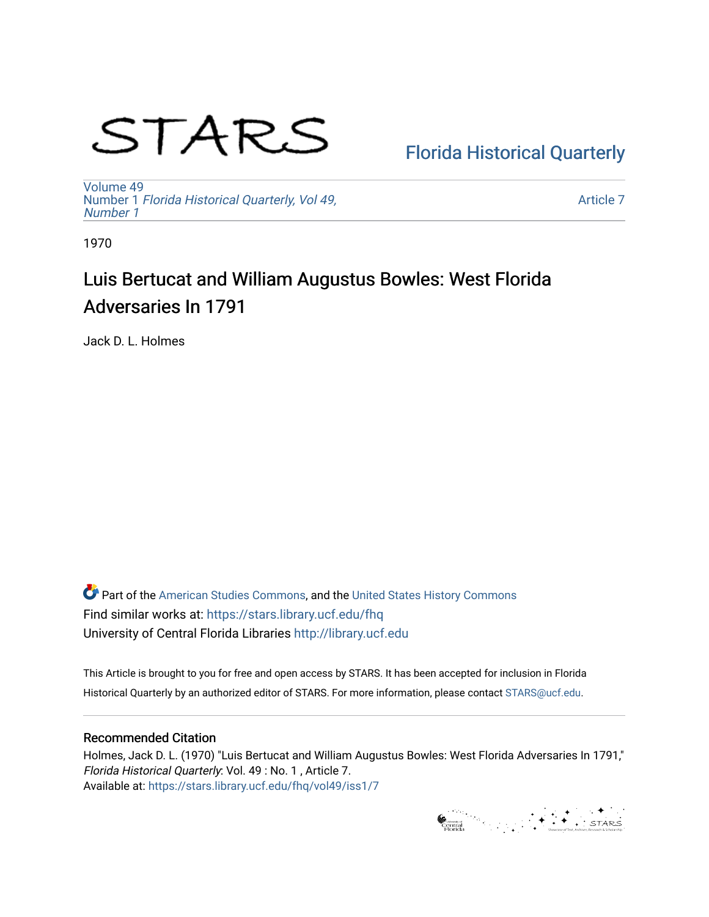STARS

Florida Historical Quarterly

Volume 49
Number 1 *Florida Historical Quarterly, Vol 49, Number 1*

Article 7

1970

# Luis Bertucat and William Augustus Bowles: West Florida Adversaries In 1791

Jack D. L. Holmes

Part of the American Studies Commons, and the United States History Commons
Find similar works at: https://stars.library.ucf.edu/fhq
University of Central Florida Libraries http://library.ucf.edu

This Article is brought to you for free and open access by STARS. It has been accepted for inclusion in Florida Historical Quarterly by an authorized editor of STARS. For more information, please contact STARS@ucf.edu.

## Recommended Citation

Holmes, Jack D. L. (1970) "Luis Bertucat and William Augustus Bowles: West Florida Adversaries In 1791," *Florida Historical Quarterly*: Vol. 49 : No. 1 , Article 7.
Available at: https://stars.library.ucf.edu/fhq/vol49/iss1/7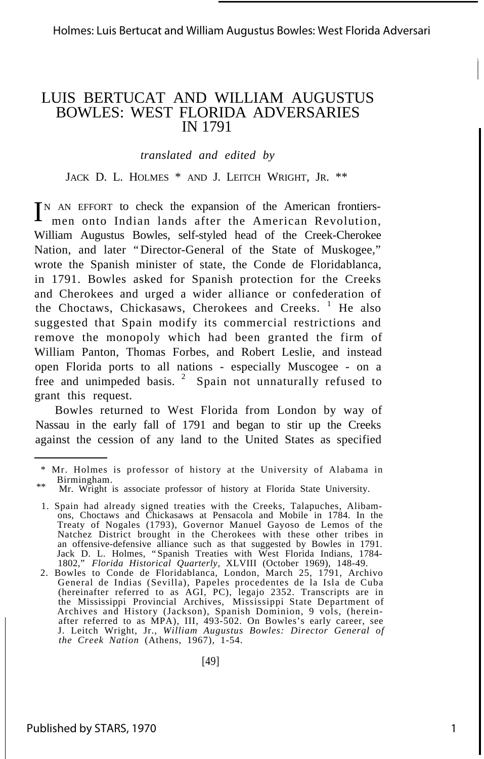# LUIS BERTUCAT AND WILLIAM AUGUSTUS BOWLES: WEST FLORIDA ADVERSARIES IN 1791

*translated and edited by*

JACK D. L. HOLMES * AND J. LEITCH WRIGHT, JR. **

IN AN EFFORT to check the expansion of the American frontiersmen onto Indian lands after the American Revolution, William Augustus Bowles, self-styled head of the Creek-Cherokee Nation, and later "Director-General of the State of Muskogee," wrote the Spanish minister of state, the Conde de Floridablanca, in 1791. Bowles asked for Spanish protection for the Creeks and Cherokees and urged a wider alliance or confederation of the Choctaws, Chickasaws, Cherokees and Creeks. [1] He also suggested that Spain modify its commercial restrictions and remove the monopoly which had been granted the firm of William Panton, Thomas Forbes, and Robert Leslie, and instead open Florida ports to all nations - especially Muscogee - on a free and unimpeded basis. [2] Spain not unnaturally refused to grant this request.

Bowles returned to West Florida from London by way of Nassau in the early fall of 1791 and began to stir up the Creeks against the cession of any land to the United States as specified

---

\* Mr. Holmes is professor of history at the University of Alabama in Birmingham.

\*\* Mr. Wright is associate professor of history at Florida State University.

1. Spain had already signed treaties with the Creeks, Talapuches, Alibamons, Choctaws and Chickasaws at Pensacola and Mobile in 1784. In the Treaty of Nogales (1793), Governor Manuel Gayoso de Lemos of the Natchez District brought in the Cherokees with these other tribes in an offensive-defensive alliance such as that suggested by Bowles in 1791. Jack D. L. Holmes, "Spanish Treaties with West Florida Indians, 1784-1802," *Florida Historical Quarterly,* XLVIII (October 1969), 148-49.
2. Bowles to Conde de Floridablanca, London, March 25, 1791, Archivo General de Indias (Sevilla), Papeles procedentes de la Isla de Cuba (hereinafter referred to as AGI, PC), legajo 2352. Transcripts are in the Mississippi Provincial Archives, Mississippi State Department of Archives and History (Jackson), Spanish Dominion, 9 vols, (hereinafter referred to as MPA), III, 493-502. On Bowles's early career, see J. Leitch Wright, Jr., *William Augustus Bowles: Director General of the Creek Nation* (Athens, 1967), 1-54.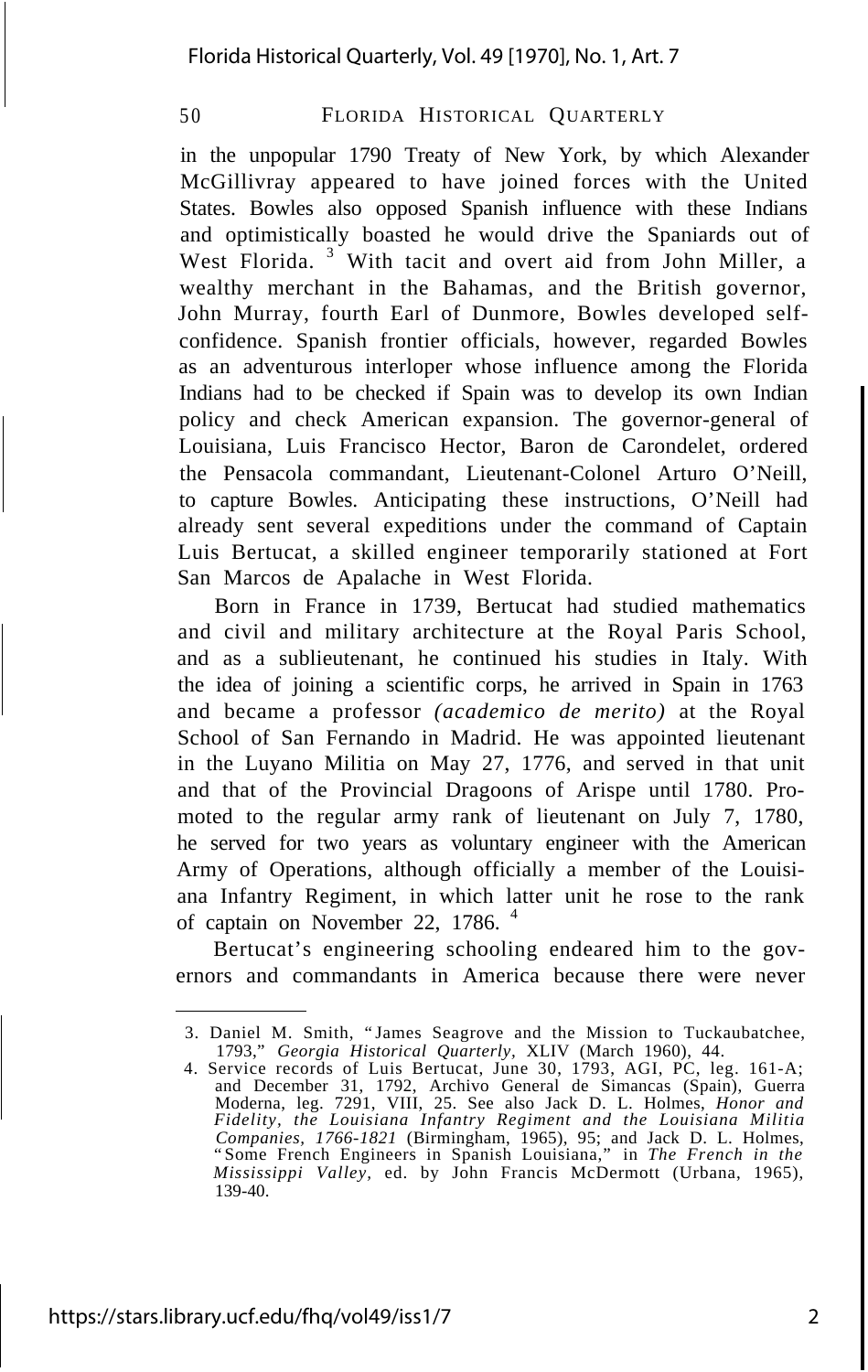in the unpopular 1790 Treaty of New York, by which Alexander McGillivray appeared to have joined forces with the United States. Bowles also opposed Spanish influence with these Indians and optimistically boasted he would drive the Spaniards out of West Florida. [3] With tacit and overt aid from John Miller, a wealthy merchant in the Bahamas, and the British governor, John Murray, fourth Earl of Dunmore, Bowles developed self-confidence. Spanish frontier officials, however, regarded Bowles as an adventurous interloper whose influence among the Florida Indians had to be checked if Spain was to develop its own Indian policy and check American expansion. The governor-general of Louisiana, Luis Francisco Hector, Baron de Carondelet, ordered the Pensacola commandant, Lieutenant-Colonel Arturo O'Neill, to capture Bowles. Anticipating these instructions, O'Neill had already sent several expeditions under the command of Captain Luis Bertucat, a skilled engineer temporarily stationed at Fort San Marcos de Apalache in West Florida.

Born in France in 1739, Bertucat had studied mathematics and civil and military architecture at the Royal Paris School, and as a sublieutenant, he continued his studies in Italy. With the idea of joining a scientific corps, he arrived in Spain in 1763 and became a professor *(academico de merito)* at the Royal School of San Fernando in Madrid. He was appointed lieutenant in the Luyano Militia on May 27, 1776, and served in that unit and that of the Provincial Dragoons of Arispe until 1780. Promoted to the regular army rank of lieutenant on July 7, 1780, he served for two years as voluntary engineer with the American Army of Operations, although officially a member of the Louisiana Infantry Regiment, in which latter unit he rose to the rank of captain on November 22, 1786. [4]

Bertucat's engineering schooling endeared him to the governors and commandants in America because there were never

---

3. Daniel M. Smith, "James Seagrove and the Mission to Tuckaubatchee, 1793," *Georgia Historical Quarterly,* XLIV (March 1960), 44.

4. Service records of Luis Bertucat, June 30, 1793, AGI, PC, leg. 161-A; and December 31, 1792, Archivo General de Simancas (Spain), Guerra Moderna, leg. 7291, VIII, 25. See also Jack D. L. Holmes, *Honor and Fidelity, the Louisiana Infantry Regiment and the Louisiana Militia Companies, 1766-1821* (Birmingham, 1965), 95; and Jack D. L. Holmes, "Some French Engineers in Spanish Louisiana," in *The French in the Mississippi Valley,* ed. by John Francis McDermott (Urbana, 1965), 139-40.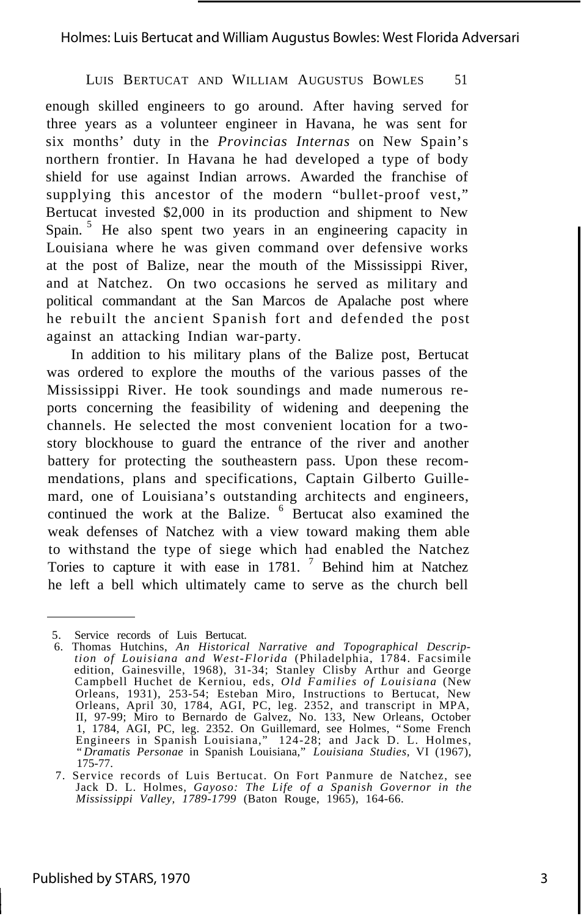enough skilled engineers to go around. After having served for three years as a volunteer engineer in Havana, he was sent for six months' duty in the *Provincias Internas* on New Spain's northern frontier. In Havana he had developed a type of body shield for use against Indian arrows. Awarded the franchise of supplying this ancestor of the modern "bullet-proof vest," Bertucat invested $2,000 in its production and shipment to New Spain.[5] He also spent two years in an engineering capacity in Louisiana where he was given command over defensive works at the post of Balize, near the mouth of the Mississippi River, and at Natchez. On two occasions he served as military and political commandant at the San Marcos de Apalache post where he rebuilt the ancient Spanish fort and defended the post against an attacking Indian war-party.

In addition to his military plans of the Balize post, Bertucat was ordered to explore the mouths of the various passes of the Mississippi River. He took soundings and made numerous reports concerning the feasibility of widening and deepening the channels. He selected the most convenient location for a two-story blockhouse to guard the entrance of the river and another battery for protecting the southeastern pass. Upon these recommendations, plans and specifications, Captain Gilberto Guillemard, one of Louisiana's outstanding architects and engineers, continued the work at the Balize.[6] Bertucat also examined the weak defenses of Natchez with a view toward making them able to withstand the type of siege which had enabled the Natchez Tories to capture it with ease in 1781.[7] Behind him at Natchez he left a bell which ultimately came to serve as the church bell

---

5. Service records of Luis Bertucat.
6. Thomas Hutchins, *An Historical Narrative and Topographical Description of Louisiana and West-Florida* (Philadelphia, 1784. Facsimile edition, Gainesville, 1968), 31-34; Stanley Clisby Arthur and George Campbell Huchet de Kerniou, eds, *Old Families of Louisiana* (New Orleans, 1931), 253-54; Esteban Miro, Instructions to Bertucat, New Orleans, April 30, 1784, AGI, PC, leg. 2352, and transcript in MPA, II, 97-99; Miro to Bernardo de Galvez, No. 133, New Orleans, October 1, 1784, AGI, PC, leg. 2352. On Guillemard, see Holmes, "Some French Engineers in Spanish Louisiana," 124-28; and Jack D. L. Holmes, "*Dramatis Personae* in Spanish Louisiana," *Louisiana Studies,* VI (1967), 175-77.
7. Service records of Luis Bertucat. On Fort Panmure de Natchez, see Jack D. L. Holmes, *Gayoso: The Life of a Spanish Governor in the Mississippi Valley, 1789-1799* (Baton Rouge, 1965), 164-66.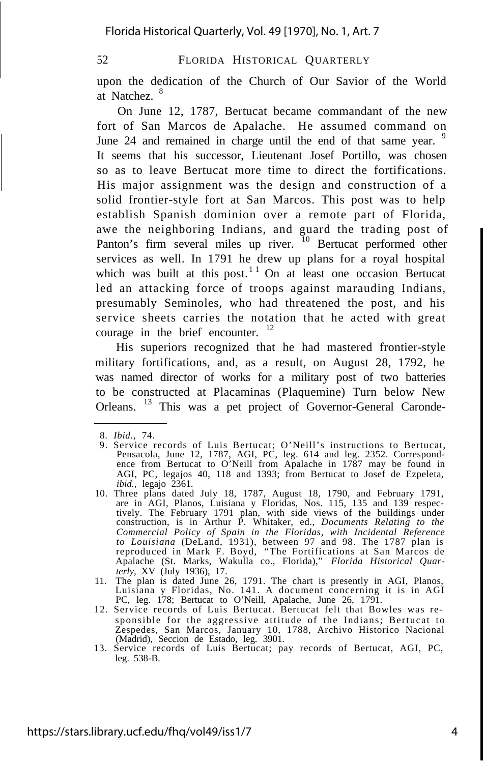upon the dedication of the Church of Our Savior of the World at Natchez. [8]

On June 12, 1787, Bertucat became commandant of the new fort of San Marcos de Apalache. He assumed command on June 24 and remained in charge until the end of that same year. [9] It seems that his successor, Lieutenant Josef Portillo, was chosen so as to leave Bertucat more time to direct the fortifications. His major assignment was the design and construction of a solid frontier-style fort at San Marcos. This post was to help establish Spanish dominion over a remote part of Florida, awe the neighboring Indians, and guard the trading post of Panton's firm several miles up river. [10] Bertucat performed other services as well. In 1791 he drew up plans for a royal hospital which was built at this post. [11] On at least one occasion Bertucat led an attacking force of troops against marauding Indians, presumably Seminoles, who had threatened the post, and his service sheets carries the notation that he acted with great courage in the brief encounter. [12]

His superiors recognized that he had mastered frontier-style military fortifications, and, as a result, on August 28, 1792, he was named director of works for a military post of two batteries to be constructed at Placaminas (Plaquemine) Turn below New Orleans. [13] This was a pet project of Governor-General Caronde-

---

8. *Ibid.*, 74.
9. Service records of Luis Bertucat; O'Neill's instructions to Bertucat, Pensacola, June 12, 1787, AGI, PC, leg. 614 and leg. 2352. Correspondence from Bertucat to O'Neill from Apalache in 1787 may be found in AGI, PC, legajos 40, 118 and 1393; from Bertucat to Josef de Ezpeleta, *ibid.*, legajo 2361.
10. Three plans dated July 18, 1787, August 18, 1790, and February 1791, are in AGI, Planos, Luisiana y Floridas, Nos. 115, 135 and 139 respectively. The February 1791 plan, with side views of the buildings under construction, is in Arthur P. Whitaker, ed., *Documents Relating to the Commercial Policy of Spain in the Floridas, with Incidental Reference to Louisiana* (DeLand, 1931), between 97 and 98. The 1787 plan is reproduced in Mark F. Boyd, "The Fortifications at San Marcos de Apalache (St. Marks, Wakulla co., Florida)," *Florida Historical Quarterly*, XV (July 1936), 17.
11. The plan is dated June 26, 1791. The chart is presently in AGI, Planos, Luisiana y Floridas, No. 141. A document concerning it is in AGI PC, leg. 178; Bertucat to O'Neill, Apalache, June 26, 1791.
12. Service records of Luis Bertucat. Bertucat felt that Bowles was responsible for the aggressive attitude of the Indians; Bertucat to Zespedes, San Marcos, January 10, 1788, Archivo Historico Nacional (Madrid), Seccion de Estado, leg. 3901.
13. Service records of Luis Bertucat; pay records of Bertucat, AGI, PC, leg. 538-B.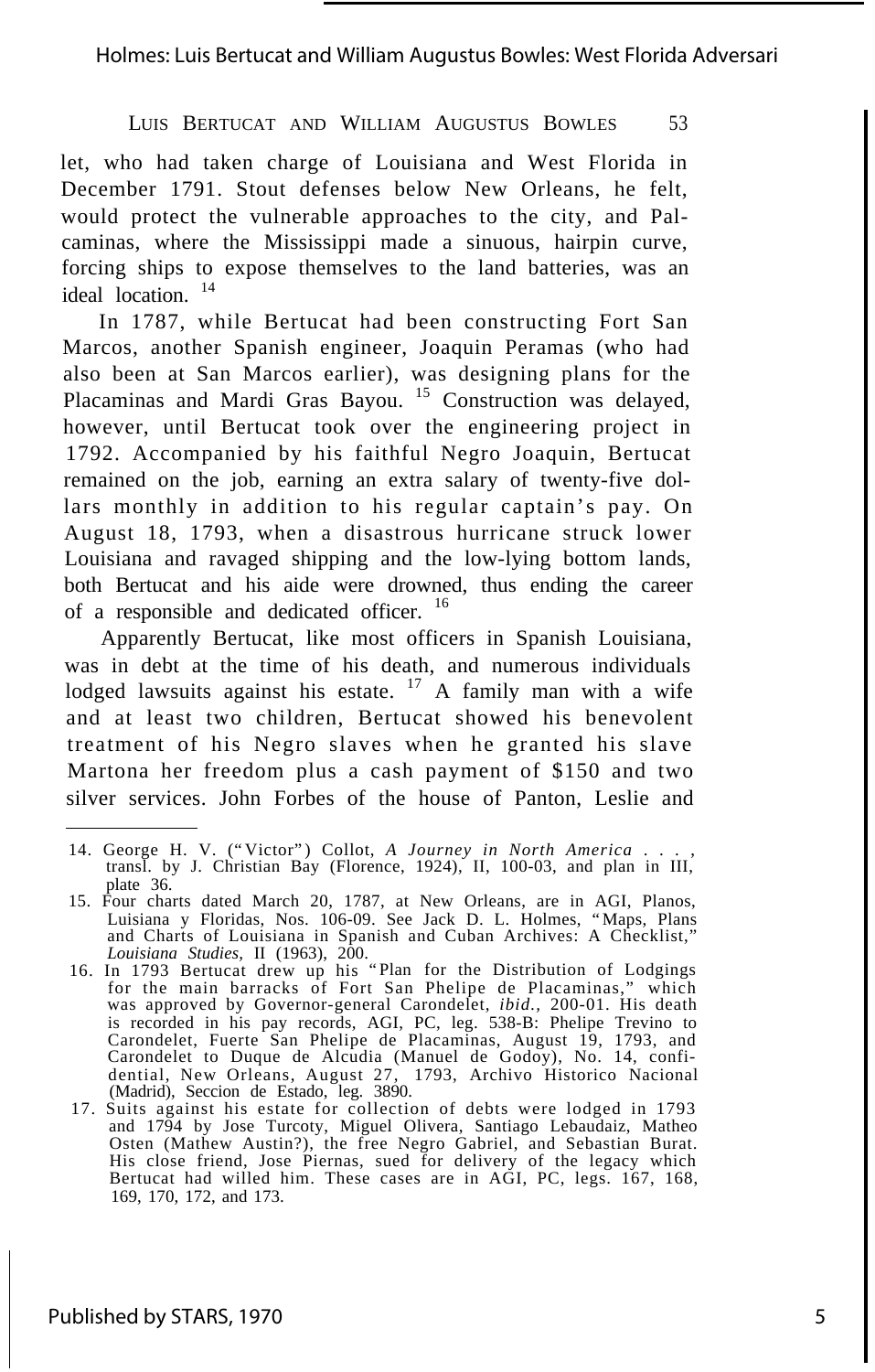let, who had taken charge of Louisiana and West Florida in December 1791. Stout defenses below New Orleans, he felt, would protect the vulnerable approaches to the city, and Palcaminas, where the Mississippi made a sinuous, hairpin curve, forcing ships to expose themselves to the land batteries, was an ideal location. [14]

In 1787, while Bertucat had been constructing Fort San Marcos, another Spanish engineer, Joaquin Peramas (who had also been at San Marcos earlier), was designing plans for the Placaminas and Mardi Gras Bayou. [15] Construction was delayed, however, until Bertucat took over the engineering project in 1792. Accompanied by his faithful Negro Joaquin, Bertucat remained on the job, earning an extra salary of twenty-five dollars monthly in addition to his regular captain's pay. On August 18, 1793, when a disastrous hurricane struck lower Louisiana and ravaged shipping and the low-lying bottom lands, both Bertucat and his aide were drowned, thus ending the career of a responsible and dedicated officer. [16]

Apparently Bertucat, like most officers in Spanish Louisiana, was in debt at the time of his death, and numerous individuals lodged lawsuits against his estate. [17] A family man with a wife and at least two children, Bertucat showed his benevolent treatment of his Negro slaves when he granted his slave Martona her freedom plus a cash payment of $150 and two silver services. John Forbes of the house of Panton, Leslie and

---

14. George H. V. ("Victor") Collot, *A Journey in North America . . .* , transl. by J. Christian Bay (Florence, 1924), II, 100-03, and plan in III, plate 36.
15. Four charts dated March 20, 1787, at New Orleans, are in AGI, Planos, Luisiana y Floridas, Nos. 106-09. See Jack D. L. Holmes, "Maps, Plans and Charts of Louisiana in Spanish and Cuban Archives: A Checklist," *Louisiana Studies*, II (1963), 200.
16. In 1793 Bertucat drew up his "Plan for the Distribution of Lodgings for the main barracks of Fort San Phelipe de Placaminas," which was approved by Governor-general Carondelet, *ibid.*, 200-01. His death is recorded in his pay records, AGI, PC, leg. 538-B: Phelipe Trevino to Carondelet, Fuerte San Phelipe de Placaminas, August 19, 1793, and Carondelet to Duque de Alcudia (Manuel de Godoy), No. 14, confidential, New Orleans, August 27, 1793, Archivo Historico Nacional (Madrid), Seccion de Estado, leg. 3890.
17. Suits against his estate for collection of debts were lodged in 1793 and 1794 by Jose Turcoty, Miguel Olivera, Santiago Lebaudaiz, Matheo Osten (Mathew Austin?), the free Negro Gabriel, and Sebastian Burat. His close friend, Jose Piernas, sued for delivery of the legacy which Bertucat had willed him. These cases are in AGI, PC, legs. 167, 168, 169, 170, 172, and 173.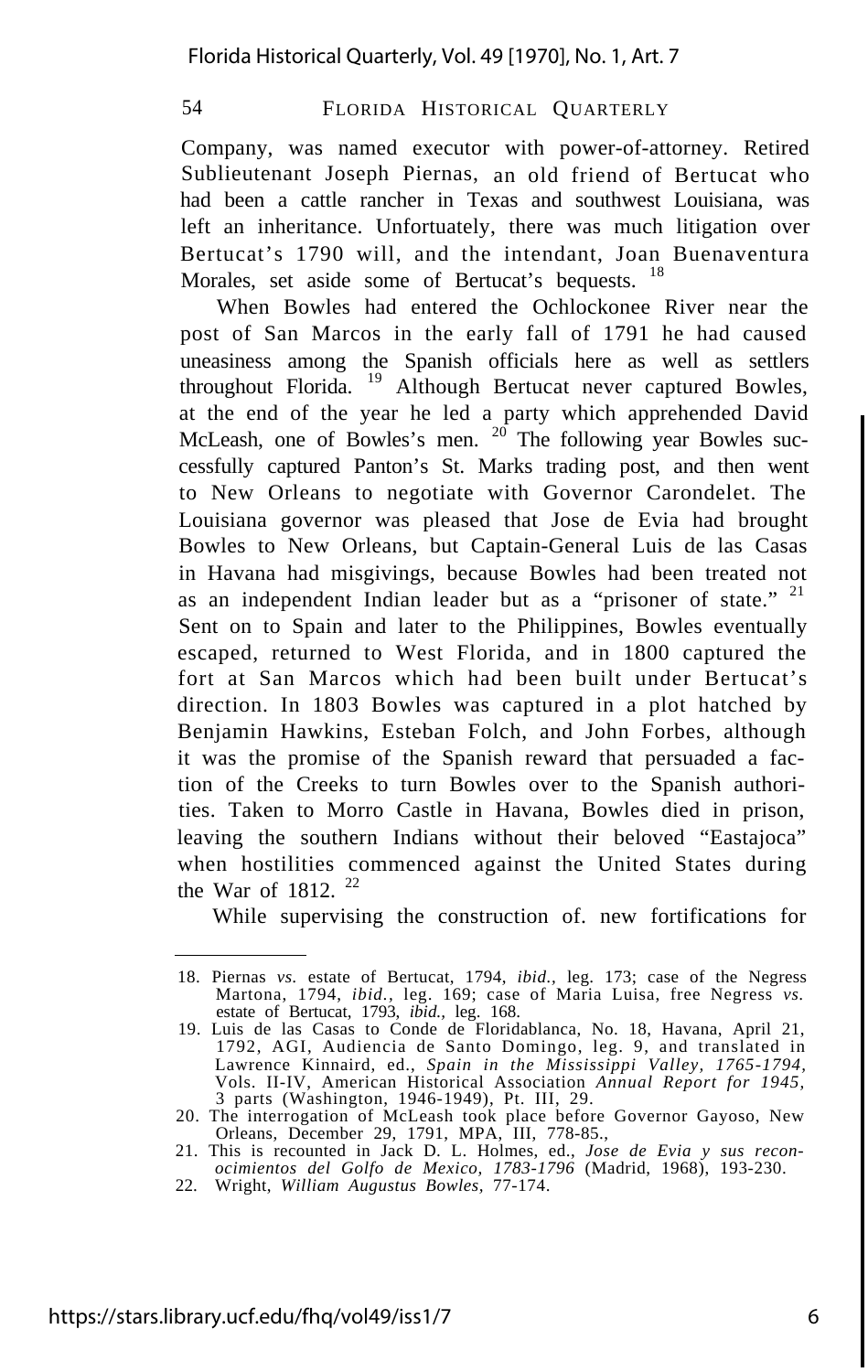Company, was named executor with power-of-attorney. Retired Sublieutenant Joseph Piernas, an old friend of Bertucat who had been a cattle rancher in Texas and southwest Louisiana, was left an inheritance. Unfortuately, there was much litigation over Bertucat's 1790 will, and the intendant, Joan Buenaventura Morales, set aside some of Bertucat's bequests. [18]

When Bowles had entered the Ochlockonee River near the post of San Marcos in the early fall of 1791 he had caused uneasiness among the Spanish officials here as well as settlers throughout Florida. [19] Although Bertucat never captured Bowles, at the end of the year he led a party which apprehended David McLeash, one of Bowles's men. [20] The following year Bowles successfully captured Panton's St. Marks trading post, and then went to New Orleans to negotiate with Governor Carondelet. The Louisiana governor was pleased that Jose de Evia had brought Bowles to New Orleans, but Captain-General Luis de las Casas in Havana had misgivings, because Bowles had been treated not as an independent Indian leader but as a "prisoner of state." [21] Sent on to Spain and later to the Philippines, Bowles eventually escaped, returned to West Florida, and in 1800 captured the fort at San Marcos which had been built under Bertucat's direction. In 1803 Bowles was captured in a plot hatched by Benjamin Hawkins, Esteban Folch, and John Forbes, although it was the promise of the Spanish reward that persuaded a faction of the Creeks to turn Bowles over to the Spanish authorities. Taken to Morro Castle in Havana, Bowles died in prison, leaving the southern Indians without their beloved "Eastajoca" when hostilities commenced against the United States during the War of 1812. [22]

While supervising the construction of. new fortifications for

---

18. Piernas *vs.* estate of Bertucat, 1794, *ibid.*, leg. 173; case of the Negress Martona, 1794, *ibid.*, leg. 169; case of Maria Luisa, free Negress *vs.* estate of Bertucat, 1793, *ibid.*, leg. 168.
19. Luis de las Casas to Conde de Floridablanca, No. 18, Havana, April 21, 1792, AGI, Audiencia de Santo Domingo, leg. 9, and translated in Lawrence Kinnaird, ed., *Spain in the Mississippi Valley, 1765-1794*, Vols. II-IV, American Historical Association *Annual Report for 1945*, 3 parts (Washington, 1946-1949), Pt. III, 29.
20. The interrogation of McLeash took place before Governor Gayoso, New Orleans, December 29, 1791, MPA, III, 778-85.,
21. This is recounted in Jack D. L. Holmes, ed., *Jose de Evia y sus reconocimientos del Golfo de Mexico, 1783-1796* (Madrid, 1968), 193-230.
22. Wright, *William Augustus Bowles*, 77-174.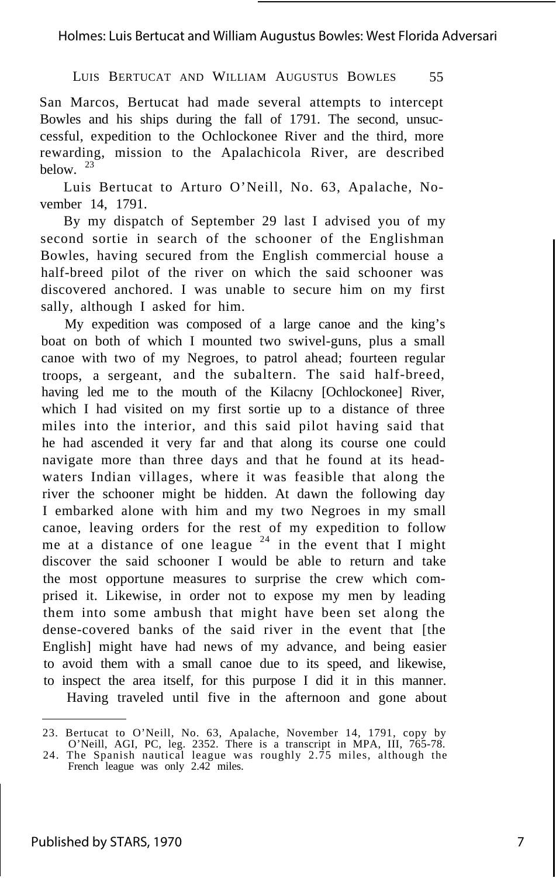San Marcos, Bertucat had made several attempts to intercept Bowles and his ships during the fall of 1791. The second, unsuccessful, expedition to the Ochlockonee River and the third, more rewarding, mission to the Apalachicola River, are described below. [23]

Luis Bertucat to Arturo O'Neill, No. 63, Apalache, November 14, 1791.

By my dispatch of September 29 last I advised you of my second sortie in search of the schooner of the Englishman Bowles, having secured from the English commercial house a half-breed pilot of the river on which the said schooner was discovered anchored. I was unable to secure him on my first sally, although I asked for him.

My expedition was composed of a large canoe and the king's boat on both of which I mounted two swivel-guns, plus a small canoe with two of my Negroes, to patrol ahead; fourteen regular troops, a sergeant, and the subaltern. The said half-breed, having led me to the mouth of the Kilacny [Ochlockonee] River, which I had visited on my first sortie up to a distance of three miles into the interior, and this said pilot having said that he had ascended it very far and that along its course one could navigate more than three days and that he found at its headwaters Indian villages, where it was feasible that along the river the schooner might be hidden. At dawn the following day I embarked alone with him and my two Negroes in my small canoe, leaving orders for the rest of my expedition to follow me at a distance of one league [24] in the event that I might discover the said schooner I would be able to return and take the most opportune measures to surprise the crew which comprised it. Likewise, in order not to expose my men by leading them into some ambush that might have been set along the dense-covered banks of the said river in the event that [the English] might have had news of my advance, and being easier to avoid them with a small canoe due to its speed, and likewise, to inspect the area itself, for this purpose I did it in this manner.

Having traveled until five in the afternoon and gone about

---

23. Bertucat to O'Neill, No. 63, Apalache, November 14, 1791, copy by O'Neill, AGI, PC, leg. 2352. There is a transcript in MPA, III, 765-78.

24. The Spanish nautical league was roughly 2.75 miles, although the French league was only 2.42 miles.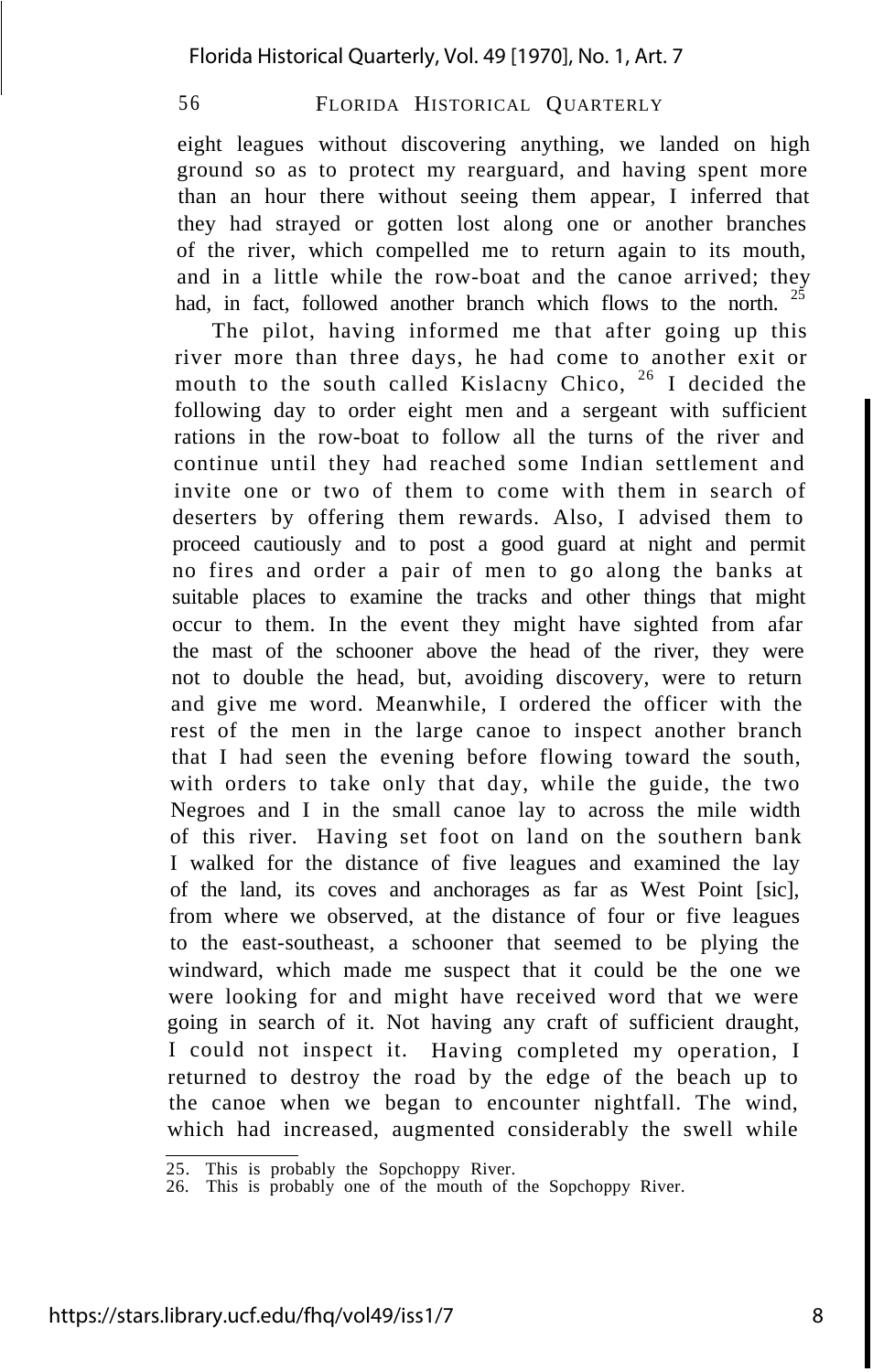eight leagues without discovering anything, we landed on high ground so as to protect my rearguard, and having spent more than an hour there without seeing them appear, I inferred that they had strayed or gotten lost along one or another branches of the river, which compelled me to return again to its mouth, and in a little while the row-boat and the canoe arrived; they had, in fact, followed another branch which flows to the north. [25]

The pilot, having informed me that after going up this river more than three days, he had come to another exit or mouth to the south called Kislacny Chico, [26] I decided the following day to order eight men and a sergeant with sufficient rations in the row-boat to follow all the turns of the river and continue until they had reached some Indian settlement and invite one or two of them to come with them in search of deserters by offering them rewards. Also, I advised them to proceed cautiously and to post a good guard at night and permit no fires and order a pair of men to go along the banks at suitable places to examine the tracks and other things that might occur to them. In the event they might have sighted from afar the mast of the schooner above the head of the river, they were not to double the head, but, avoiding discovery, were to return and give me word. Meanwhile, I ordered the officer with the rest of the men in the large canoe to inspect another branch that I had seen the evening before flowing toward the south, with orders to take only that day, while the guide, the two Negroes and I in the small canoe lay to across the mile width of this river. Having set foot on land on the southern bank I walked for the distance of five leagues and examined the lay of the land, its coves and anchorages as far as West Point [sic], from where we observed, at the distance of four or five leagues to the east-southeast, a schooner that seemed to be plying the windward, which made me suspect that it could be the one we were looking for and might have received word that we were going in search of it. Not having any craft of sufficient draught, I could not inspect it. Having completed my operation, I returned to destroy the road by the edge of the beach up to the canoe when we began to encounter nightfall. The wind, which had increased, augmented considerably the swell while

---

25. This is probably the Sopchoppy River.
26. This is probably one of the mouth of the Sopchoppy River.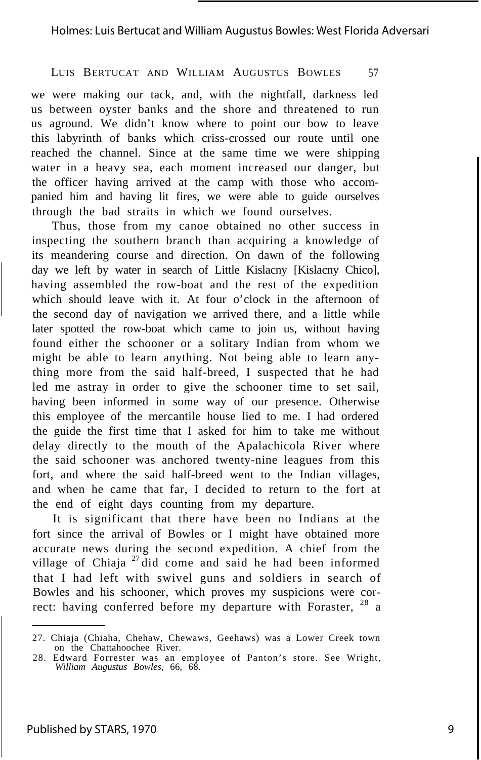we were making our tack, and, with the nightfall, darkness led us between oyster banks and the shore and threatened to run us aground. We didn't know where to point our bow to leave this labyrinth of banks which criss-crossed our route until one reached the channel. Since at the same time we were shipping water in a heavy sea, each moment increased our danger, but the officer having arrived at the camp with those who accompanied him and having lit fires, we were able to guide ourselves through the bad straits in which we found ourselves.

Thus, those from my canoe obtained no other success in inspecting the southern branch than acquiring a knowledge of its meandering course and direction. On dawn of the following day we left by water in search of Little Kislacny [Kislacny Chico], having assembled the row-boat and the rest of the expedition which should leave with it. At four o'clock in the afternoon of the second day of navigation we arrived there, and a little while later spotted the row-boat which came to join us, without having found either the schooner or a solitary Indian from whom we might be able to learn anything. Not being able to learn anything more from the said half-breed, I suspected that he had led me astray in order to give the schooner time to set sail, having been informed in some way of our presence. Otherwise this employee of the mercantile house lied to me. I had ordered the guide the first time that I asked for him to take me without delay directly to the mouth of the Apalachicola River where the said schooner was anchored twenty-nine leagues from this fort, and where the said half-breed went to the Indian villages, and when he came that far, I decided to return to the fort at the end of eight days counting from my departure.

It is significant that there have been no Indians at the fort since the arrival of Bowles or I might have obtained more accurate news during the second expedition. A chief from the village of Chiaja [27] did come and said he had been informed that I had left with swivel guns and soldiers in search of Bowles and his schooner, which proves my suspicions were correct: having conferred before my departure with Foraster, [28] a

---

27. Chiaja (Chiaha, Chehaw, Chewaws, Geehaws) was a Lower Creek town on the Chattahoochee River.

28. Edward Forrester was an employee of Panton's store. See Wright, *William Augustus Bowles*, 66, 68.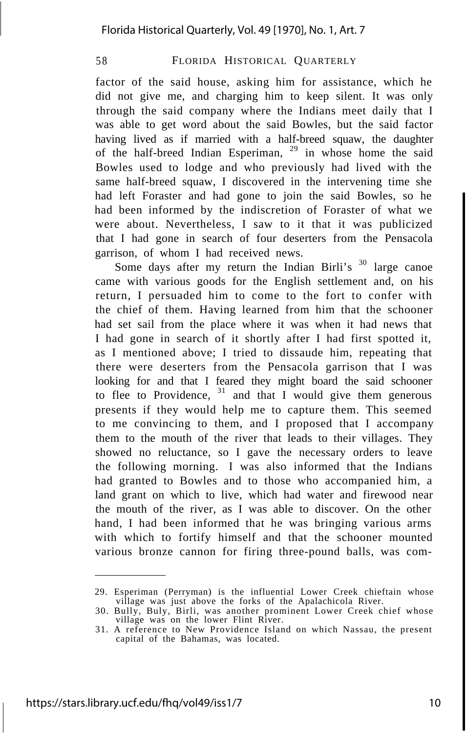factor of the said house, asking him for assistance, which he did not give me, and charging him to keep silent. It was only through the said company where the Indians meet daily that I was able to get word about the said Bowles, but the said factor having lived as if married with a half-breed squaw, the daughter of the half-breed Indian Esperiman, [29] in whose home the said Bowles used to lodge and who previously had lived with the same half-breed squaw, I discovered in the intervening time she had left Foraster and had gone to join the said Bowles, so he had been informed by the indiscretion of Foraster of what we were about. Nevertheless, I saw to it that it was publicized that I had gone in search of four deserters from the Pensacola garrison, of whom I had received news.

Some days after my return the Indian Birli's [30] large canoe came with various goods for the English settlement and, on his return, I persuaded him to come to the fort to confer with the chief of them. Having learned from him that the schooner had set sail from the place where it was when it had news that I had gone in search of it shortly after I had first spotted it, as I mentioned above; I tried to dissaude him, repeating that there were deserters from the Pensacola garrison that I was looking for and that I feared they might board the said schooner to flee to Providence, [31] and that I would give them generous presents if they would help me to capture them. This seemed to me convincing to them, and I proposed that I accompany them to the mouth of the river that leads to their villages. They showed no reluctance, so I gave the necessary orders to leave the following morning. I was also informed that the Indians had granted to Bowles and to those who accompanied him, a land grant on which to live, which had water and firewood near the mouth of the river, as I was able to discover. On the other hand, I had been informed that he was bringing various arms with which to fortify himself and that the schooner mounted various bronze cannon for firing three-pound balls, was com-

---

29. Esperiman (Perryman) is the influential Lower Creek chieftain whose village was just above the forks of the Apalachicola River.
30. Bully, Buly, Birli, was another prominent Lower Creek chief whose village was on the lower Flint River.
31. A reference to New Providence Island on which Nassau, the present capital of the Bahamas, was located.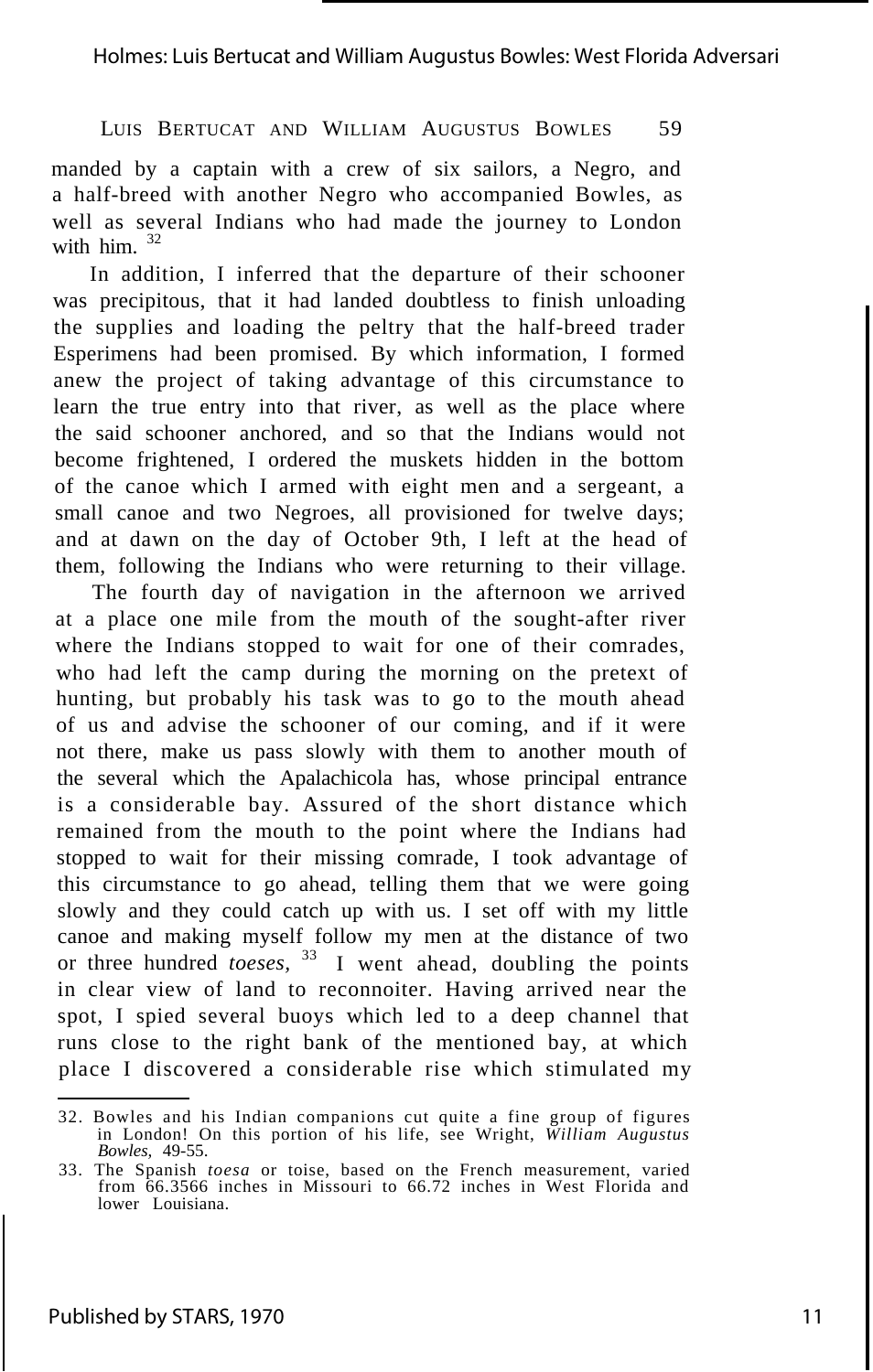manded by a captain with a crew of six sailors, a Negro, and a half-breed with another Negro who accompanied Bowles, as well as several Indians who had made the journey to London with him.[32]

In addition, I inferred that the departure of their schooner was precipitous, that it had landed doubtless to finish unloading the supplies and loading the peltry that the half-breed trader Esperimens had been promised. By which information, I formed anew the project of taking advantage of this circumstance to learn the true entry into that river, as well as the place where the said schooner anchored, and so that the Indians would not become frightened, I ordered the muskets hidden in the bottom of the canoe which I armed with eight men and a sergeant, a small canoe and two Negroes, all provisioned for twelve days; and at dawn on the day of October 9th, I left at the head of them, following the Indians who were returning to their village.

The fourth day of navigation in the afternoon we arrived at a place one mile from the mouth of the sought-after river where the Indians stopped to wait for one of their comrades, who had left the camp during the morning on the pretext of hunting, but probably his task was to go to the mouth ahead of us and advise the schooner of our coming, and if it were not there, make us pass slowly with them to another mouth of the several which the Apalachicola has, whose principal entrance is a considerable bay. Assured of the short distance which remained from the mouth to the point where the Indians had stopped to wait for their missing comrade, I took advantage of this circumstance to go ahead, telling them that we were going slowly and they could catch up with us. I set off with my little canoe and making myself follow my men at the distance of two or three hundred *toeses,*[33] I went ahead, doubling the points in clear view of land to reconnoiter. Having arrived near the spot, I spied several buoys which led to a deep channel that runs close to the right bank of the mentioned bay, at which place I discovered a considerable rise which stimulated my

---

32. Bowles and his Indian companions cut quite a fine group of figures in London! On this portion of his life, see Wright, *William Augustus Bowles,* 49-55.

33. The Spanish *toesa* or toise, based on the French measurement, varied from 66.3566 inches in Missouri to 66.72 inches in West Florida and lower Louisiana.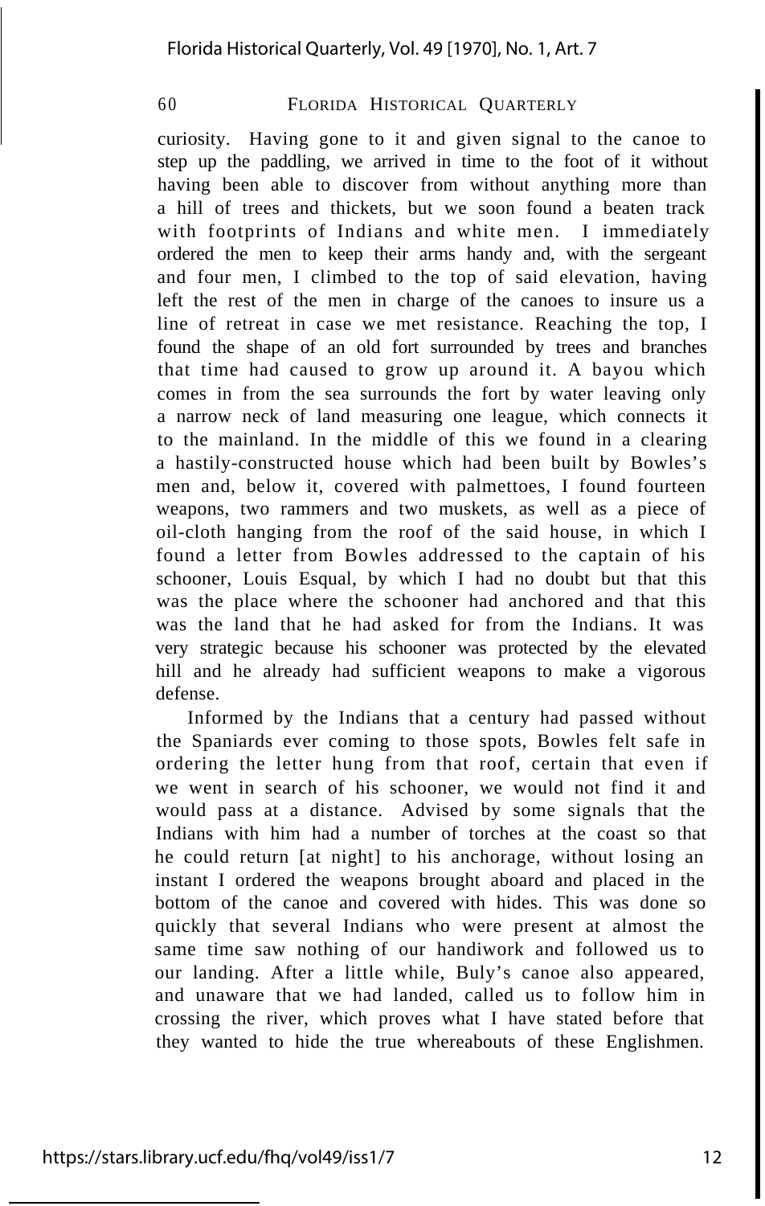curiosity. Having gone to it and given signal to the canoe to step up the paddling, we arrived in time to the foot of it without having been able to discover from without anything more than a hill of trees and thickets, but we soon found a beaten track with footprints of Indians and white men. I immediately ordered the men to keep their arms handy and, with the sergeant and four men, I climbed to the top of said elevation, having left the rest of the men in charge of the canoes to insure us a line of retreat in case we met resistance. Reaching the top, I found the shape of an old fort surrounded by trees and branches that time had caused to grow up around it. A bayou which comes in from the sea surrounds the fort by water leaving only a narrow neck of land measuring one league, which connects it to the mainland. In the middle of this we found in a clearing a hastily-constructed house which had been built by Bowles's men and, below it, covered with palmettoes, I found fourteen weapons, two rammers and two muskets, as well as a piece of oil-cloth hanging from the roof of the said house, in which I found a letter from Bowles addressed to the captain of his schooner, Louis Esqual, by which I had no doubt but that this was the place where the schooner had anchored and that this was the land that he had asked for from the Indians. It was very strategic because his schooner was protected by the elevated hill and he already had sufficient weapons to make a vigorous defense.

Informed by the Indians that a century had passed without the Spaniards ever coming to those spots, Bowles felt safe in ordering the letter hung from that roof, certain that even if we went in search of his schooner, we would not find it and would pass at a distance. Advised by some signals that the Indians with him had a number of torches at the coast so that he could return [at night] to his anchorage, without losing an instant I ordered the weapons brought aboard and placed in the bottom of the canoe and covered with hides. This was done so quickly that several Indians who were present at almost the same time saw nothing of our handiwork and followed us to our landing. After a little while, Buly's canoe also appeared, and unaware that we had landed, called us to follow him in crossing the river, which proves what I have stated before that they wanted to hide the true whereabouts of these Englishmen.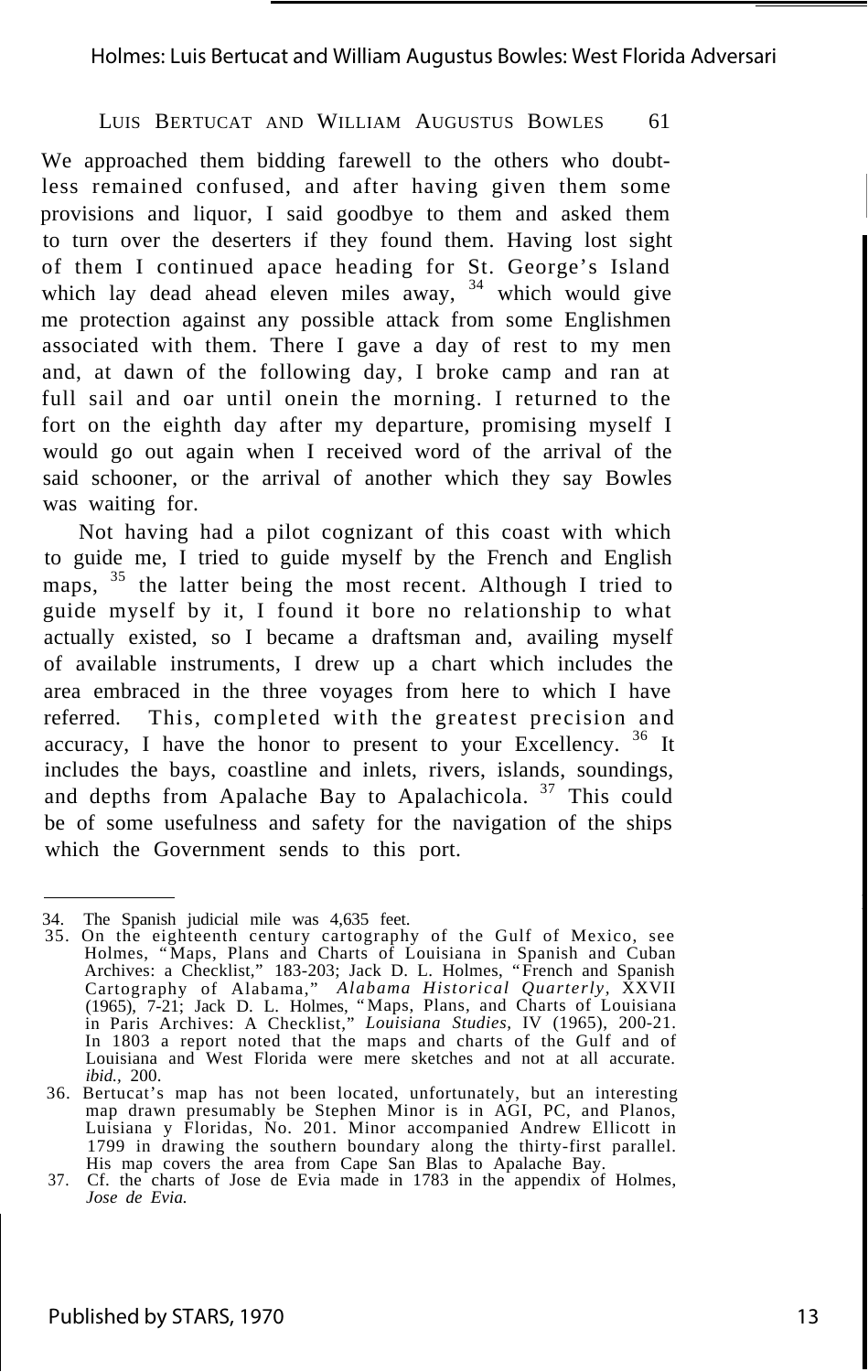We approached them bidding farewell to the others who doubtless remained confused, and after having given them some provisions and liquor, I said goodbye to them and asked them to turn over the deserters if they found them. Having lost sight of them I continued apace heading for St. George's Island which lay dead ahead eleven miles away, [34] which would give me protection against any possible attack from some Englishmen associated with them. There I gave a day of rest to my men and, at dawn of the following day, I broke camp and ran at full sail and oar until onein the morning. I returned to the fort on the eighth day after my departure, promising myself I would go out again when I received word of the arrival of the said schooner, or the arrival of another which they say Bowles was waiting for.

Not having had a pilot cognizant of this coast with which to guide me, I tried to guide myself by the French and English maps, [35] the latter being the most recent. Although I tried to guide myself by it, I found it bore no relationship to what actually existed, so I became a draftsman and, availing myself of available instruments, I drew up a chart which includes the area embraced in the three voyages from here to which I have referred. This, completed with the greatest precision and accuracy, I have the honor to present to your Excellency. [36] It includes the bays, coastline and inlets, rivers, islands, soundings, and depths from Apalache Bay to Apalachicola. [37] This could be of some usefulness and safety for the navigation of the ships which the Government sends to this port.

---

34. The Spanish judicial mile was 4,635 feet.
35. On the eighteenth century cartography of the Gulf of Mexico, see Holmes, "Maps, Plans and Charts of Louisiana in Spanish and Cuban Archives: a Checklist," 183-203; Jack D. L. Holmes, "French and Spanish Cartography of Alabama," *Alabama Historical Quarterly*, XXVII (1965), 7-21; Jack D. L. Holmes, "Maps, Plans, and Charts of Louisiana in Paris Archives: A Checklist," *Louisiana Studies*, IV (1965), 200-21. In 1803 a report noted that the maps and charts of the Gulf and of Louisiana and West Florida were mere sketches and not at all accurate. *ibid.*, 200.
36. Bertucat's map has not been located, unfortunately, but an interesting map drawn presumably be Stephen Minor is in AGI, PC, and Planos, Luisiana y Floridas, No. 201. Minor accompanied Andrew Ellicott in 1799 in drawing the southern boundary along the thirty-first parallel. His map covers the area from Cape San Blas to Apalache Bay.
37. Cf. the charts of Jose de Evia made in 1783 in the appendix of Holmes, *Jose de Evia.*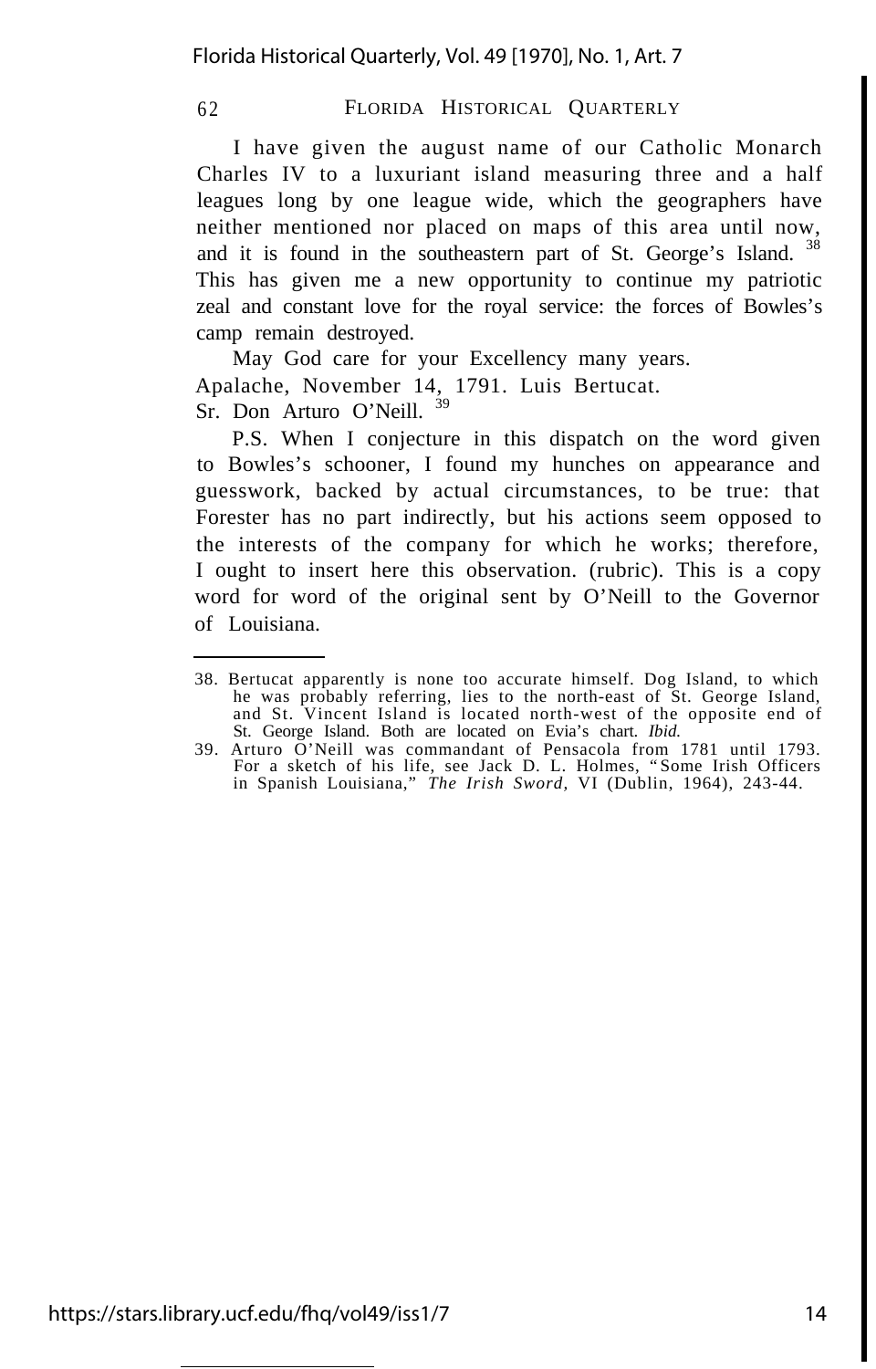I have given the august name of our Catholic Monarch Charles IV to a luxuriant island measuring three and a half leagues long by one league wide, which the geographers have neither mentioned nor placed on maps of this area until now, and it is found in the southeastern part of St. George's Island. [38] This has given me a new opportunity to continue my patriotic zeal and constant love for the royal service: the forces of Bowles's camp remain destroyed.

May God care for your Excellency many years.

Apalache, November 14, 1791. Luis Bertucat.

Sr. Don Arturo O'Neill. [39]

P.S. When I conjecture in this dispatch on the word given to Bowles's schooner, I found my hunches on appearance and guesswork, backed by actual circumstances, to be true: that Forester has no part indirectly, but his actions seem opposed to the interests of the company for which he works; therefore, I ought to insert here this observation. (rubric). This is a copy word for word of the original sent by O'Neill to the Governor of Louisiana.

---

38. Bertucat apparently is none too accurate himself. Dog Island, to which he was probably referring, lies to the north-east of St. George Island, and St. Vincent Island is located north-west of the opposite end of St. George Island. Both are located on Evia's chart. *Ibid.*

39. Arturo O'Neill was commandant of Pensacola from 1781 until 1793. For a sketch of his life, see Jack D. L. Holmes, "Some Irish Officers in Spanish Louisiana," *The Irish Sword,* VI (Dublin, 1964), 243-44.